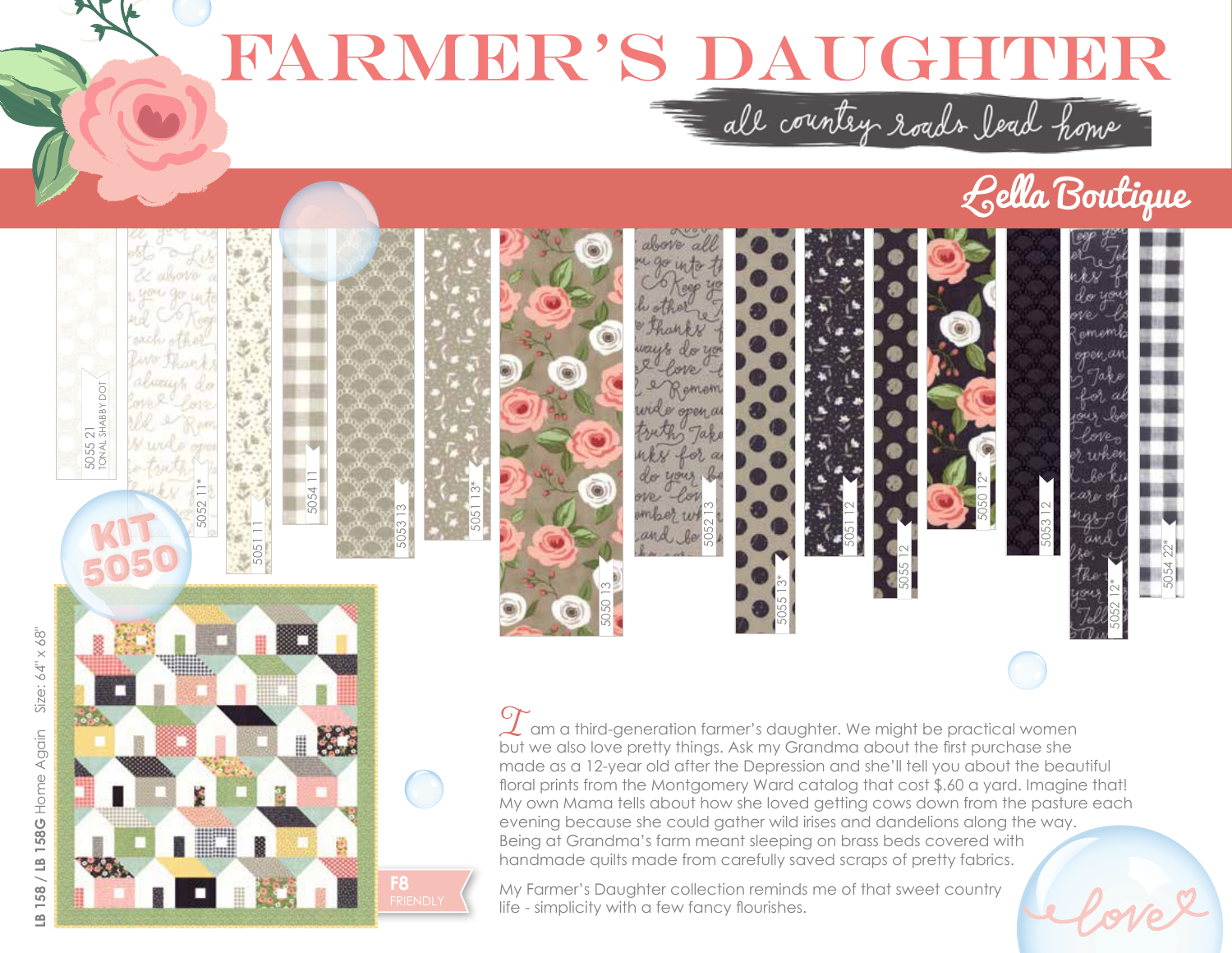# FARMER'S DAUGHTER

*all country roads lead home*

Lella Boutique

5055 21 TONAL SHABBY DOT

5052 11*

5051 11

5054 11

5053 13

5051 13*

5050 13

5052 13

5055 13*

5051 12

5055 12

5050 12*

5053 12

5052 12*

5054 22*

KIT 5050

**LB 158 / LB 158G** Home Again   Size: 64" x 68"

F8 FRIENDLY

I am a third-generation farmer's daughter. We might be practical women but we also love pretty things. Ask my Grandma about the first purchase she made as a 12-year old after the Depression and she'll tell you about the beautiful floral prints from the Montgomery Ward catalog that cost $.60 a yard. Imagine that! My own Mama tells about how she loved getting cows down from the pasture each evening because she could gather wild irises and dandelions along the way. Being at Grandma's farm meant sleeping on brass beds covered with handmade quilts made from carefully saved scraps of pretty fabrics.

My Farmer's Daughter collection reminds me of that sweet country life - simplicity with a few fancy flourishes.

love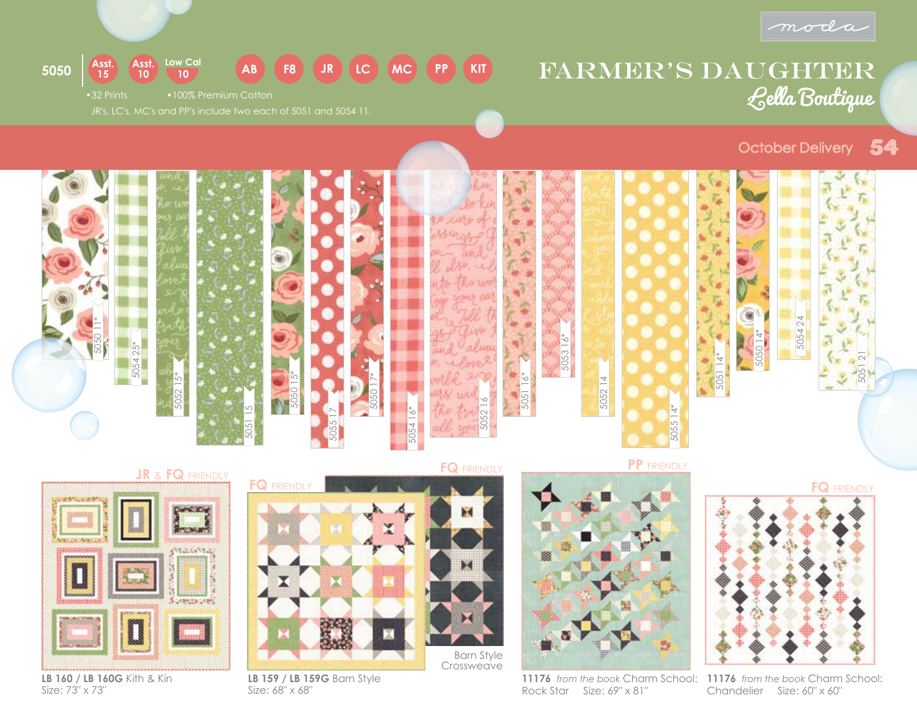moda

# FARMER'S DAUGHTER

## Lella Boutique

5050 | Asst. 15 | Asst. 10 | Low Cal 10 | AB | F8 | JR | LC | MC | PP | KIT

- 32 Prints
- 100% Premium Cotton

JR's, LC's, MC's and PP's include two each of 5051 and 5054 11.

October Delivery

5050 11*
5054 25*
5052 15*
5051 15
5050 15*
5055 17
5050 17*
5054 16*
5052 16
5051 16*
5053 16*
5052 14
5055 14*
5051 14*
5050 14*
5054 24
5051 21

JR & FQ FRIENDLY

**LB 160 / LB 160G** Kith & Kin
Size: 73" x 73"

FQ FRIENDLY

FQ FRIENDLY

**LB 159 / LB 159G** Barn Style
Size: 68" x 68"

Barn Style Crossweave

PP FRIENDLY

**11176** *from the book* Charm School: Rock Star Size: 69" x 81"

FQ FRIENDLY

**11176** *from the book* Charm School: Chandelier Size: 60" x 60"